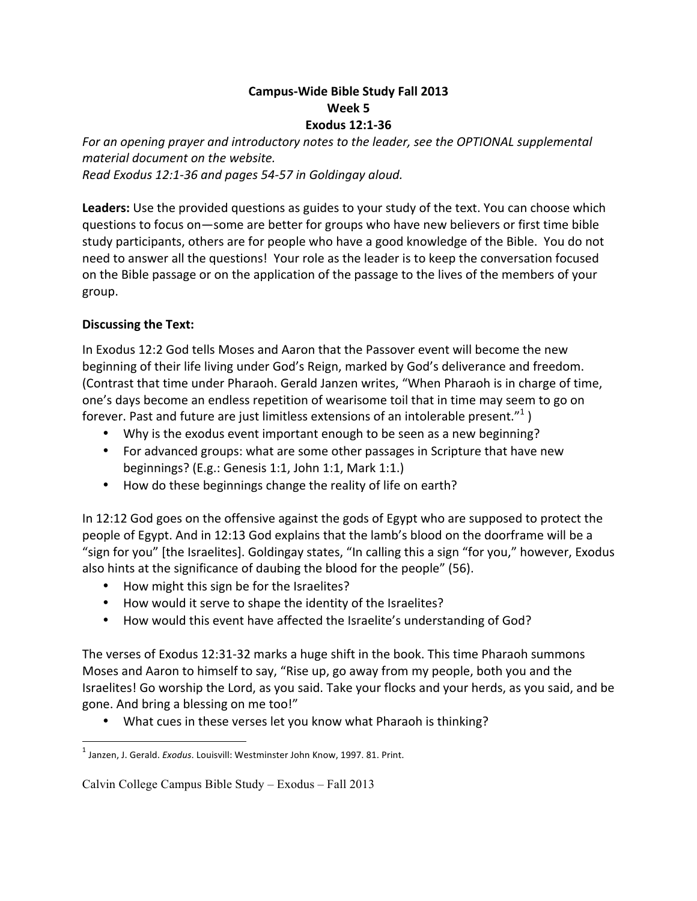**Campus-Wide Bible Study Fall 2013**
**Week 5**
**Exodus 12:1-36**

*For an opening prayer and introductory notes to the leader, see the OPTIONAL supplemental material document on the website.*
*Read Exodus 12:1-36 and pages 54-57 in Goldingay aloud.*

**Leaders:** Use the provided questions as guides to your study of the text. You can choose which questions to focus on—some are better for groups who have new believers or first time bible study participants, others are for people who have a good knowledge of the Bible. You do not need to answer all the questions! Your role as the leader is to keep the conversation focused on the Bible passage or on the application of the passage to the lives of the members of your group.

**Discussing the Text:**

In Exodus 12:2 God tells Moses and Aaron that the Passover event will become the new beginning of their life living under God's Reign, marked by God's deliverance and freedom. (Contrast that time under Pharaoh. Gerald Janzen writes, "When Pharaoh is in charge of time, one's days become an endless repetition of wearisome toil that in time may seem to go on forever. Past and future are just limitless extensions of an intolerable present."[1] )

- Why is the exodus event important enough to be seen as a new beginning?
- For advanced groups: what are some other passages in Scripture that have new beginnings? (E.g.: Genesis 1:1, John 1:1, Mark 1:1.)
- How do these beginnings change the reality of life on earth?

In 12:12 God goes on the offensive against the gods of Egypt who are supposed to protect the people of Egypt. And in 12:13 God explains that the lamb's blood on the doorframe will be a "sign for you" [the Israelites]. Goldingay states, "In calling this a sign "for you," however, Exodus also hints at the significance of daubing the blood for the people" (56).

- How might this sign be for the Israelites?
- How would it serve to shape the identity of the Israelites?
- How would this event have affected the Israelite's understanding of God?

The verses of Exodus 12:31-32 marks a huge shift in the book. This time Pharaoh summons Moses and Aaron to himself to say, "Rise up, go away from my people, both you and the Israelites! Go worship the Lord, as you said. Take your flocks and your herds, as you said, and be gone. And bring a blessing on me too!"

- What cues in these verses let you know what Pharaoh is thinking?

[1] Janzen, J. Gerald. *Exodus*. Louisvill: Westminster John Know, 1997. 81. Print.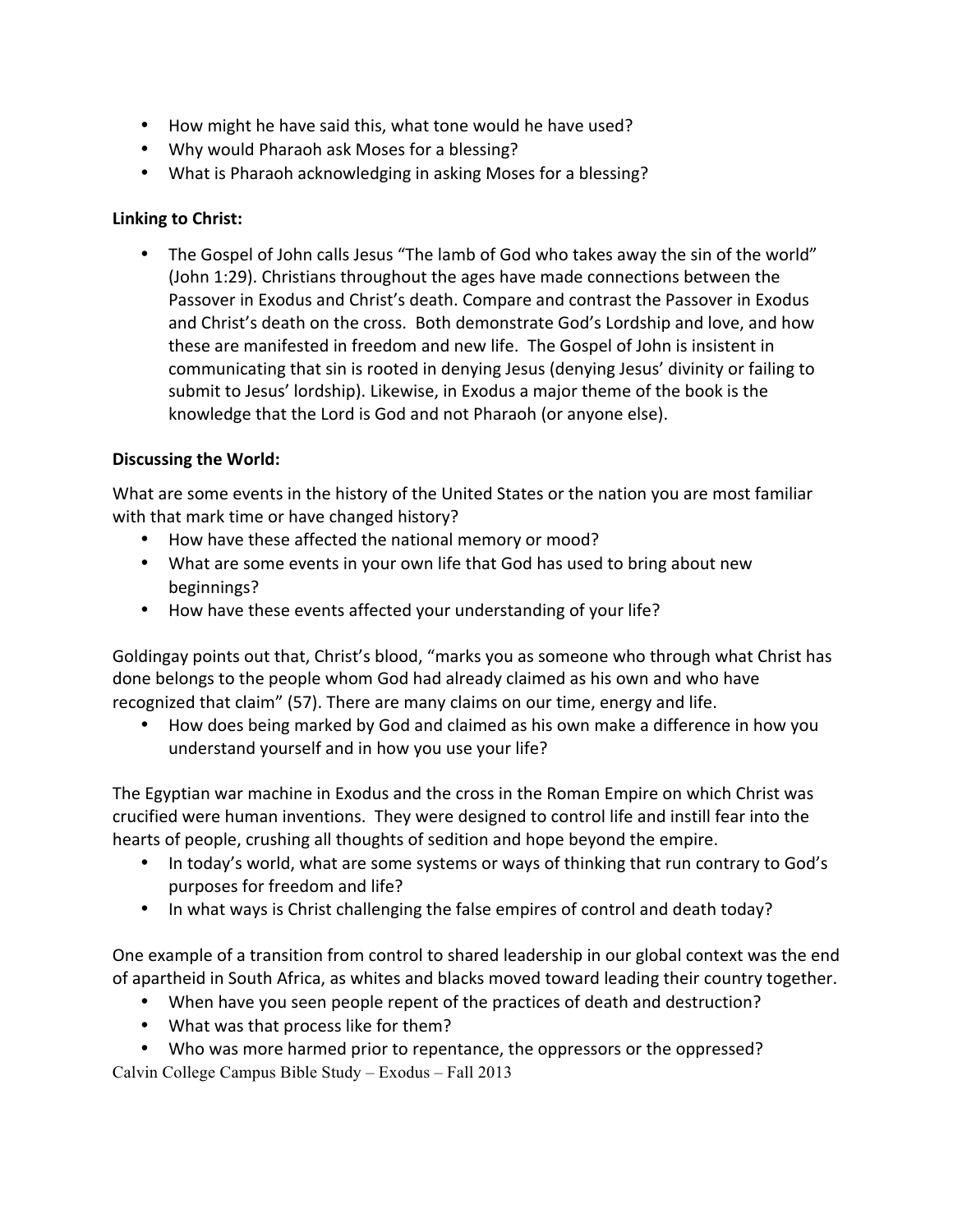- How might he have said this, what tone would he have used?
- Why would Pharaoh ask Moses for a blessing?
- What is Pharaoh acknowledging in asking Moses for a blessing?

**Linking to Christ:**

- The Gospel of John calls Jesus "The lamb of God who takes away the sin of the world" (John 1:29). Christians throughout the ages have made connections between the Passover in Exodus and Christ's death. Compare and contrast the Passover in Exodus and Christ's death on the cross. Both demonstrate God's Lordship and love, and how these are manifested in freedom and new life. The Gospel of John is insistent in communicating that sin is rooted in denying Jesus (denying Jesus' divinity or failing to submit to Jesus' lordship). Likewise, in Exodus a major theme of the book is the knowledge that the Lord is God and not Pharaoh (or anyone else).

**Discussing the World:**

What are some events in the history of the United States or the nation you are most familiar with that mark time or have changed history?

- How have these affected the national memory or mood?
- What are some events in your own life that God has used to bring about new beginnings?
- How have these events affected your understanding of your life?

Goldingay points out that, Christ's blood, "marks you as someone who through what Christ has done belongs to the people whom God had already claimed as his own and who have recognized that claim" (57). There are many claims on our time, energy and life.

- How does being marked by God and claimed as his own make a difference in how you understand yourself and in how you use your life?

The Egyptian war machine in Exodus and the cross in the Roman Empire on which Christ was crucified were human inventions. They were designed to control life and instill fear into the hearts of people, crushing all thoughts of sedition and hope beyond the empire.

- In today's world, what are some systems or ways of thinking that run contrary to God's purposes for freedom and life?
- In what ways is Christ challenging the false empires of control and death today?

One example of a transition from control to shared leadership in our global context was the end of apartheid in South Africa, as whites and blacks moved toward leading their country together.

- When have you seen people repent of the practices of death and destruction?
- What was that process like for them?
- Who was more harmed prior to repentance, the oppressors or the oppressed?